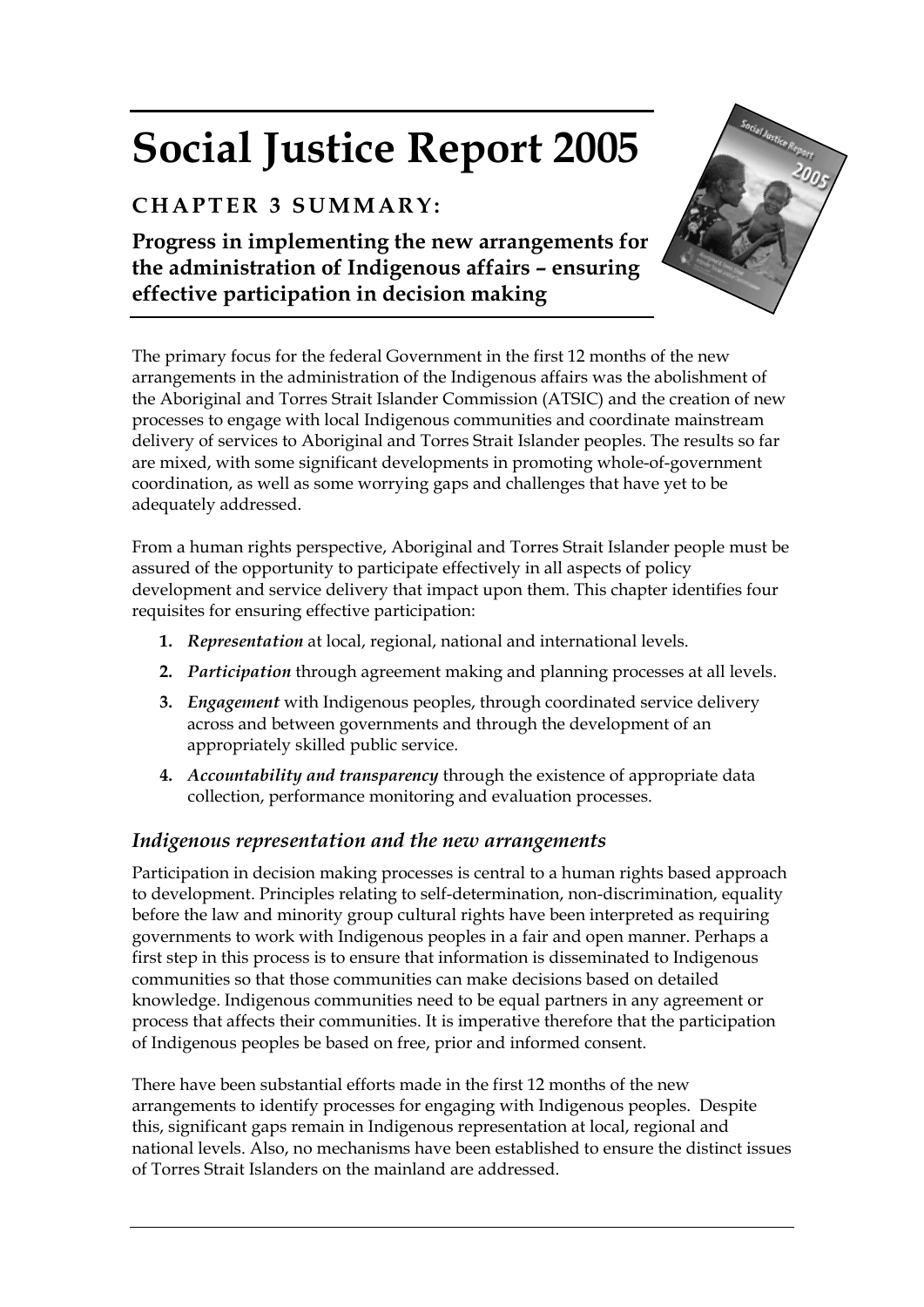# Social Justice Report 2005

## CHAPTER 3 SUMMARY:

**Progress in implementing the new arrangements for the administration of Indigenous affairs – ensuring effective participation in decision making**

The primary focus for the federal Government in the first 12 months of the new arrangements in the administration of the Indigenous affairs was the abolishment of the Aboriginal and Torres Strait Islander Commission (ATSIC) and the creation of new processes to engage with local Indigenous communities and coordinate mainstream delivery of services to Aboriginal and Torres Strait Islander peoples. The results so far are mixed, with some significant developments in promoting whole-of-government coordination, as well as some worrying gaps and challenges that have yet to be adequately addressed.

From a human rights perspective, Aboriginal and Torres Strait Islander people must be assured of the opportunity to participate effectively in all aspects of policy development and service delivery that impact upon them. This chapter identifies four requisites for ensuring effective participation:

1. ***Representation*** at local, regional, national and international levels.
2. ***Participation*** through agreement making and planning processes at all levels.
3. ***Engagement*** with Indigenous peoples, through coordinated service delivery across and between governments and through the development of an appropriately skilled public service.
4. ***Accountability and transparency*** through the existence of appropriate data collection, performance monitoring and evaluation processes.

### *Indigenous representation and the new arrangements*

Participation in decision making processes is central to a human rights based approach to development. Principles relating to self-determination, non-discrimination, equality before the law and minority group cultural rights have been interpreted as requiring governments to work with Indigenous peoples in a fair and open manner. Perhaps a first step in this process is to ensure that information is disseminated to Indigenous communities so that those communities can make decisions based on detailed knowledge. Indigenous communities need to be equal partners in any agreement or process that affects their communities. It is imperative therefore that the participation of Indigenous peoples be based on free, prior and informed consent.

There have been substantial efforts made in the first 12 months of the new arrangements to identify processes for engaging with Indigenous peoples. Despite this, significant gaps remain in Indigenous representation at local, regional and national levels. Also, no mechanisms have been established to ensure the distinct issues of Torres Strait Islanders on the mainland are addressed.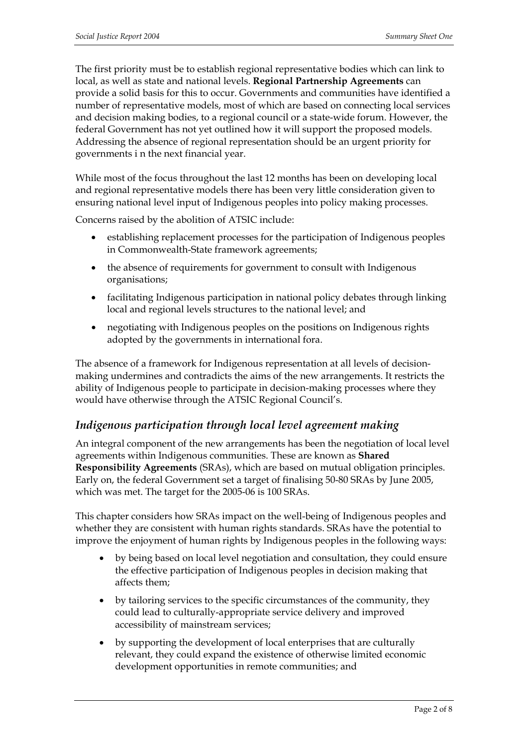The first priority must be to establish regional representative bodies which can link to local, as well as state and national levels. **Regional Partnership Agreements** can provide a solid basis for this to occur. Governments and communities have identified a number of representative models, most of which are based on connecting local services and decision making bodies, to a regional council or a state-wide forum. However, the federal Government has not yet outlined how it will support the proposed models. Addressing the absence of regional representation should be an urgent priority for governments i n the next financial year.

While most of the focus throughout the last 12 months has been on developing local and regional representative models there has been very little consideration given to ensuring national level input of Indigenous peoples into policy making processes.

Concerns raised by the abolition of ATSIC include:

- establishing replacement processes for the participation of Indigenous peoples in Commonwealth-State framework agreements;
- the absence of requirements for government to consult with Indigenous organisations;
- facilitating Indigenous participation in national policy debates through linking local and regional levels structures to the national level; and
- negotiating with Indigenous peoples on the positions on Indigenous rights adopted by the governments in international fora.

The absence of a framework for Indigenous representation at all levels of decision-making undermines and contradicts the aims of the new arrangements. It restricts the ability of Indigenous people to participate in decision-making processes where they would have otherwise through the ATSIC Regional Council's.

## *Indigenous participation through local level agreement making*

An integral component of the new arrangements has been the negotiation of local level agreements within Indigenous communities. These are known as **Shared Responsibility Agreements** (SRAs), which are based on mutual obligation principles. Early on, the federal Government set a target of finalising 50-80 SRAs by June 2005, which was met. The target for the 2005-06 is 100 SRAs.

This chapter considers how SRAs impact on the well-being of Indigenous peoples and whether they are consistent with human rights standards. SRAs have the potential to improve the enjoyment of human rights by Indigenous peoples in the following ways:

- by being based on local level negotiation and consultation, they could ensure the effective participation of Indigenous peoples in decision making that affects them;
- by tailoring services to the specific circumstances of the community, they could lead to culturally-appropriate service delivery and improved accessibility of mainstream services;
- by supporting the development of local enterprises that are culturally relevant, they could expand the existence of otherwise limited economic development opportunities in remote communities; and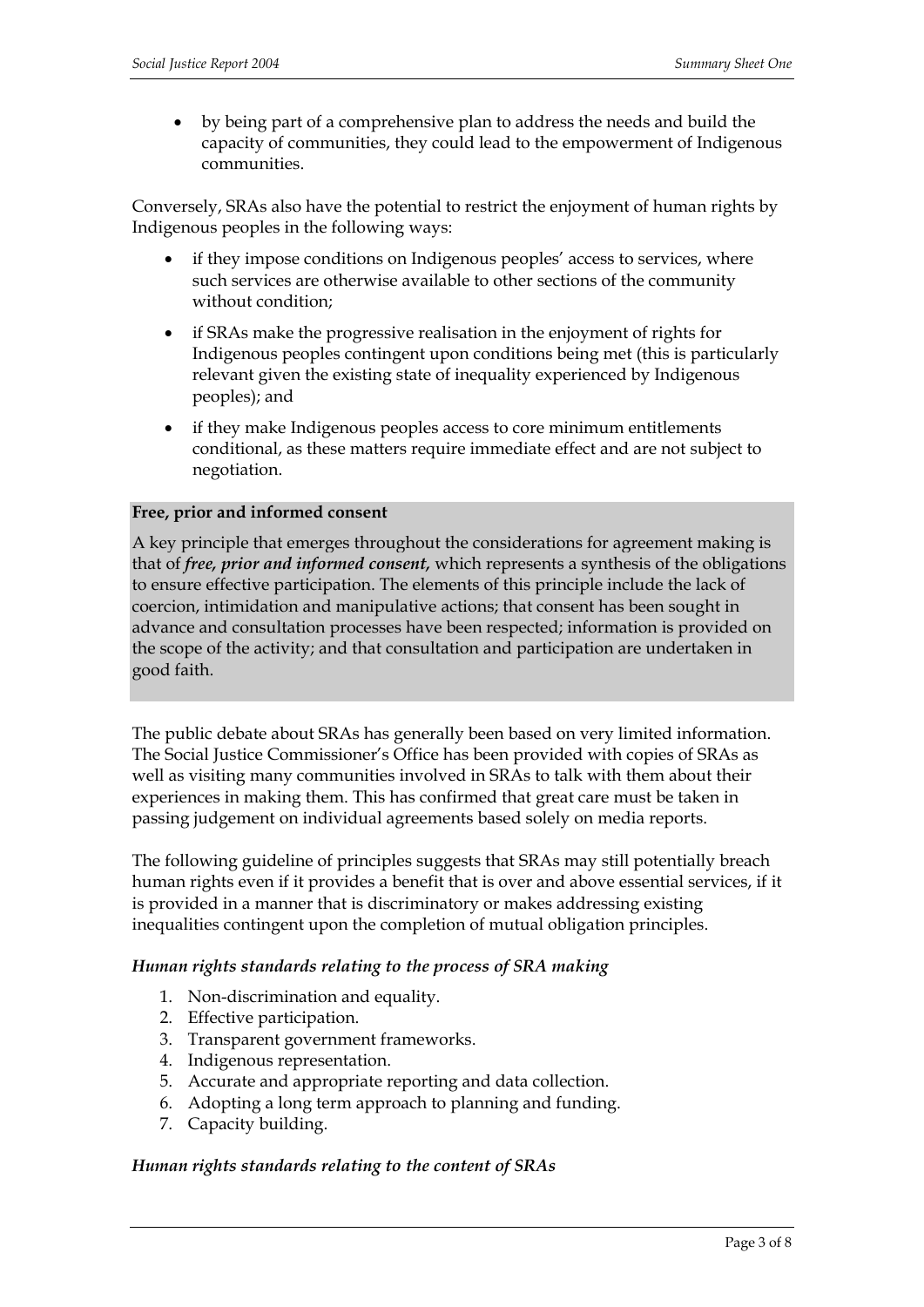- by being part of a comprehensive plan to address the needs and build the capacity of communities, they could lead to the empowerment of Indigenous communities.

Conversely, SRAs also have the potential to restrict the enjoyment of human rights by Indigenous peoples in the following ways:

- if they impose conditions on Indigenous peoples' access to services, where such services are otherwise available to other sections of the community without condition;
- if SRAs make the progressive realisation in the enjoyment of rights for Indigenous peoples contingent upon conditions being met (this is particularly relevant given the existing state of inequality experienced by Indigenous peoples); and
- if they make Indigenous peoples access to core minimum entitlements conditional, as these matters require immediate effect and are not subject to negotiation.

**Free, prior and informed consent**

A key principle that emerges throughout the considerations for agreement making is that of ***free, prior and informed consent,*** which represents a synthesis of the obligations to ensure effective participation. The elements of this principle include the lack of coercion, intimidation and manipulative actions; that consent has been sought in advance and consultation processes have been respected; information is provided on the scope of the activity; and that consultation and participation are undertaken in good faith.

The public debate about SRAs has generally been based on very limited information. The Social Justice Commissioner's Office has been provided with copies of SRAs as well as visiting many communities involved in SRAs to talk with them about their experiences in making them. This has confirmed that great care must be taken in passing judgement on individual agreements based solely on media reports.

The following guideline of principles suggests that SRAs may still potentially breach human rights even if it provides a benefit that is over and above essential services, if it is provided in a manner that is discriminatory or makes addressing existing inequalities contingent upon the completion of mutual obligation principles.

***Human rights standards relating to the process of SRA making***

1. Non-discrimination and equality.
2. Effective participation.
3. Transparent government frameworks.
4. Indigenous representation.
5. Accurate and appropriate reporting and data collection.
6. Adopting a long term approach to planning and funding.
7. Capacity building.

***Human rights standards relating to the content of SRAs***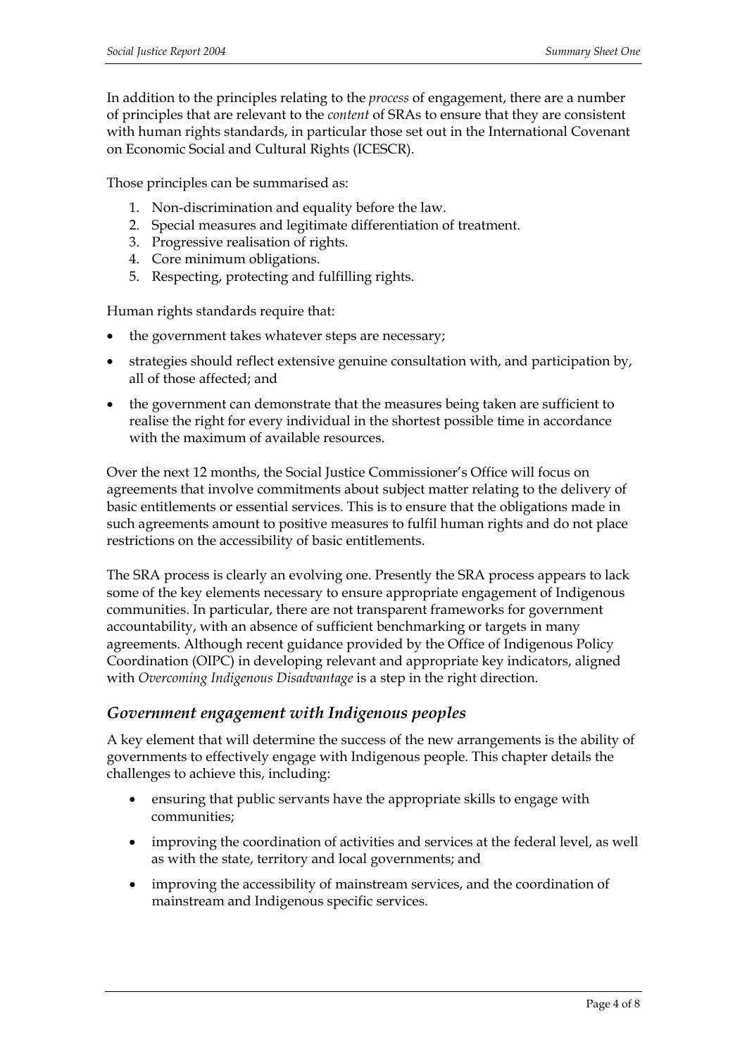In addition to the principles relating to the *process* of engagement, there are a number of principles that are relevant to the *content* of SRAs to ensure that they are consistent with human rights standards, in particular those set out in the International Covenant on Economic Social and Cultural Rights (ICESCR).

Those principles can be summarised as:

1. Non-discrimination and equality before the law.
2. Special measures and legitimate differentiation of treatment.
3. Progressive realisation of rights.
4. Core minimum obligations.
5. Respecting, protecting and fulfilling rights.

Human rights standards require that:

- the government takes whatever steps are necessary;
- strategies should reflect extensive genuine consultation with, and participation by, all of those affected; and
- the government can demonstrate that the measures being taken are sufficient to realise the right for every individual in the shortest possible time in accordance with the maximum of available resources.

Over the next 12 months, the Social Justice Commissioner's Office will focus on agreements that involve commitments about subject matter relating to the delivery of basic entitlements or essential services. This is to ensure that the obligations made in such agreements amount to positive measures to fulfil human rights and do not place restrictions on the accessibility of basic entitlements.

The SRA process is clearly an evolving one. Presently the SRA process appears to lack some of the key elements necessary to ensure appropriate engagement of Indigenous communities. In particular, there are not transparent frameworks for government accountability, with an absence of sufficient benchmarking or targets in many agreements. Although recent guidance provided by the Office of Indigenous Policy Coordination (OIPC) in developing relevant and appropriate key indicators, aligned with *Overcoming Indigenous Disadvantage* is a step in the right direction.

## *Government engagement with Indigenous peoples*

A key element that will determine the success of the new arrangements is the ability of governments to effectively engage with Indigenous people. This chapter details the challenges to achieve this, including:

- ensuring that public servants have the appropriate skills to engage with communities;
- improving the coordination of activities and services at the federal level, as well as with the state, territory and local governments; and
- improving the accessibility of mainstream services, and the coordination of mainstream and Indigenous specific services.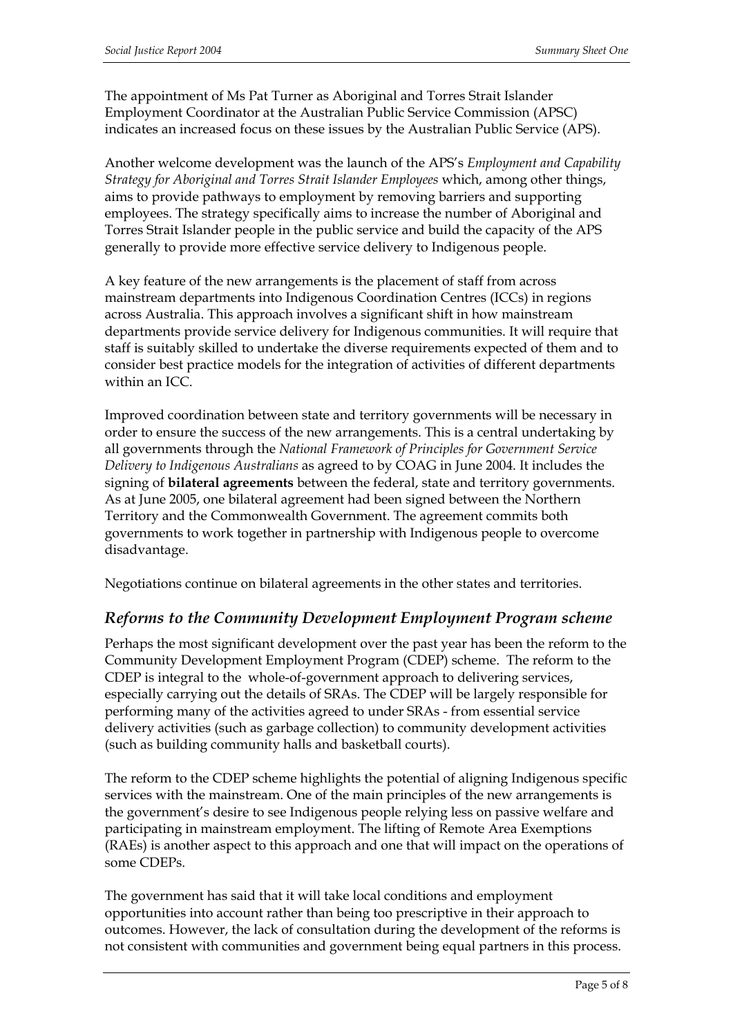The appointment of Ms Pat Turner as Aboriginal and Torres Strait Islander Employment Coordinator at the Australian Public Service Commission (APSC) indicates an increased focus on these issues by the Australian Public Service (APS).

Another welcome development was the launch of the APS's *Employment and Capability Strategy for Aboriginal and Torres Strait Islander Employees* which, among other things, aims to provide pathways to employment by removing barriers and supporting employees. The strategy specifically aims to increase the number of Aboriginal and Torres Strait Islander people in the public service and build the capacity of the APS generally to provide more effective service delivery to Indigenous people.

A key feature of the new arrangements is the placement of staff from across mainstream departments into Indigenous Coordination Centres (ICCs) in regions across Australia. This approach involves a significant shift in how mainstream departments provide service delivery for Indigenous communities. It will require that staff is suitably skilled to undertake the diverse requirements expected of them and to consider best practice models for the integration of activities of different departments within an ICC.

Improved coordination between state and territory governments will be necessary in order to ensure the success of the new arrangements. This is a central undertaking by all governments through the *National Framework of Principles for Government Service Delivery to Indigenous Australians* as agreed to by COAG in June 2004. It includes the signing of **bilateral agreements** between the federal, state and territory governments. As at June 2005, one bilateral agreement had been signed between the Northern Territory and the Commonwealth Government. The agreement commits both governments to work together in partnership with Indigenous people to overcome disadvantage.

Negotiations continue on bilateral agreements in the other states and territories.

## *Reforms to the Community Development Employment Program scheme*

Perhaps the most significant development over the past year has been the reform to the Community Development Employment Program (CDEP) scheme. The reform to the CDEP is integral to the whole-of-government approach to delivering services, especially carrying out the details of SRAs. The CDEP will be largely responsible for performing many of the activities agreed to under SRAs - from essential service delivery activities (such as garbage collection) to community development activities (such as building community halls and basketball courts).

The reform to the CDEP scheme highlights the potential of aligning Indigenous specific services with the mainstream. One of the main principles of the new arrangements is the government's desire to see Indigenous people relying less on passive welfare and participating in mainstream employment. The lifting of Remote Area Exemptions (RAEs) is another aspect to this approach and one that will impact on the operations of some CDEPs.

The government has said that it will take local conditions and employment opportunities into account rather than being too prescriptive in their approach to outcomes. However, the lack of consultation during the development of the reforms is not consistent with communities and government being equal partners in this process.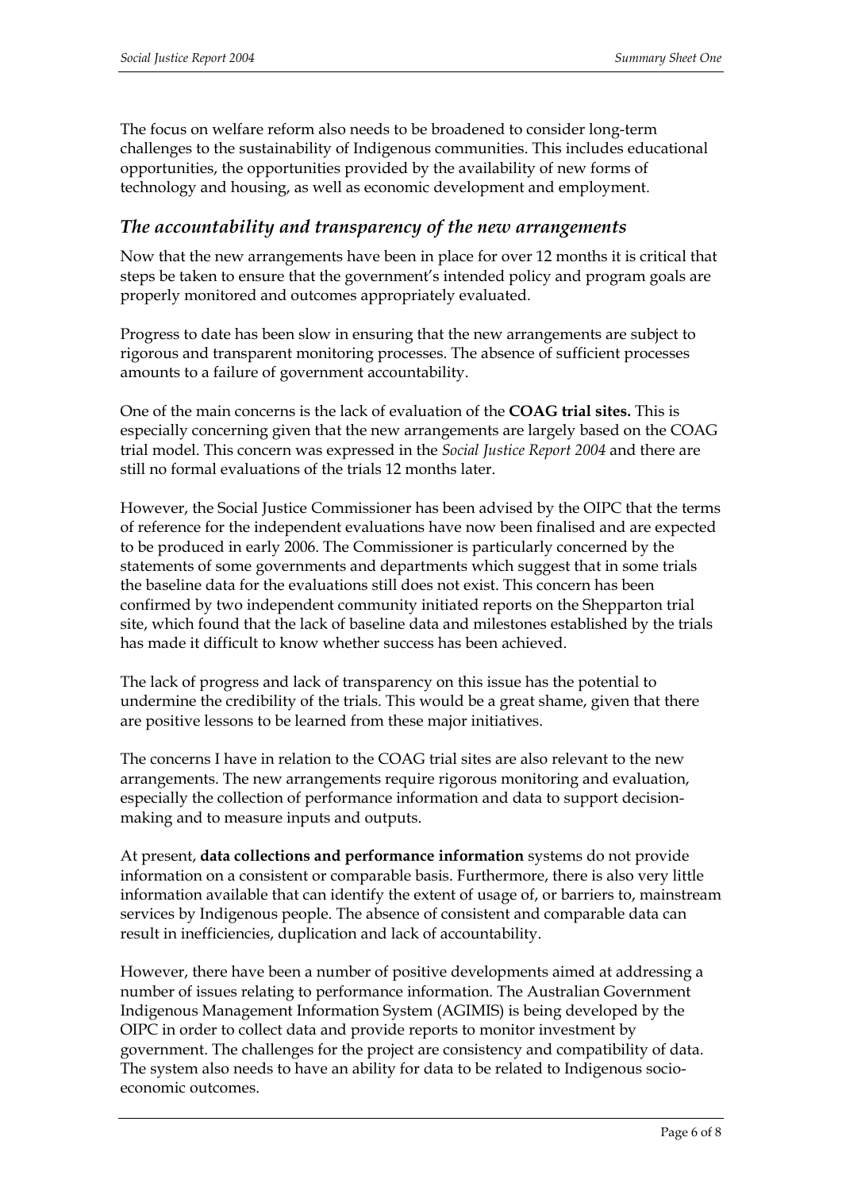The focus on welfare reform also needs to be broadened to consider long-term challenges to the sustainability of Indigenous communities. This includes educational opportunities, the opportunities provided by the availability of new forms of technology and housing, as well as economic development and employment.

## *The accountability and transparency of the new arrangements*

Now that the new arrangements have been in place for over 12 months it is critical that steps be taken to ensure that the government's intended policy and program goals are properly monitored and outcomes appropriately evaluated.

Progress to date has been slow in ensuring that the new arrangements are subject to rigorous and transparent monitoring processes. The absence of sufficient processes amounts to a failure of government accountability.

One of the main concerns is the lack of evaluation of the **COAG trial sites.** This is especially concerning given that the new arrangements are largely based on the COAG trial model. This concern was expressed in the *Social Justice Report 2004* and there are still no formal evaluations of the trials 12 months later.

However, the Social Justice Commissioner has been advised by the OIPC that the terms of reference for the independent evaluations have now been finalised and are expected to be produced in early 2006. The Commissioner is particularly concerned by the statements of some governments and departments which suggest that in some trials the baseline data for the evaluations still does not exist. This concern has been confirmed by two independent community initiated reports on the Shepparton trial site, which found that the lack of baseline data and milestones established by the trials has made it difficult to know whether success has been achieved.

The lack of progress and lack of transparency on this issue has the potential to undermine the credibility of the trials. This would be a great shame, given that there are positive lessons to be learned from these major initiatives.

The concerns I have in relation to the COAG trial sites are also relevant to the new arrangements. The new arrangements require rigorous monitoring and evaluation, especially the collection of performance information and data to support decision-making and to measure inputs and outputs.

At present, **data collections and performance information** systems do not provide information on a consistent or comparable basis. Furthermore, there is also very little information available that can identify the extent of usage of, or barriers to, mainstream services by Indigenous people. The absence of consistent and comparable data can result in inefficiencies, duplication and lack of accountability.

However, there have been a number of positive developments aimed at addressing a number of issues relating to performance information. The Australian Government Indigenous Management Information System (AGIMIS) is being developed by the OIPC in order to collect data and provide reports to monitor investment by government. The challenges for the project are consistency and compatibility of data. The system also needs to have an ability for data to be related to Indigenous socio-economic outcomes.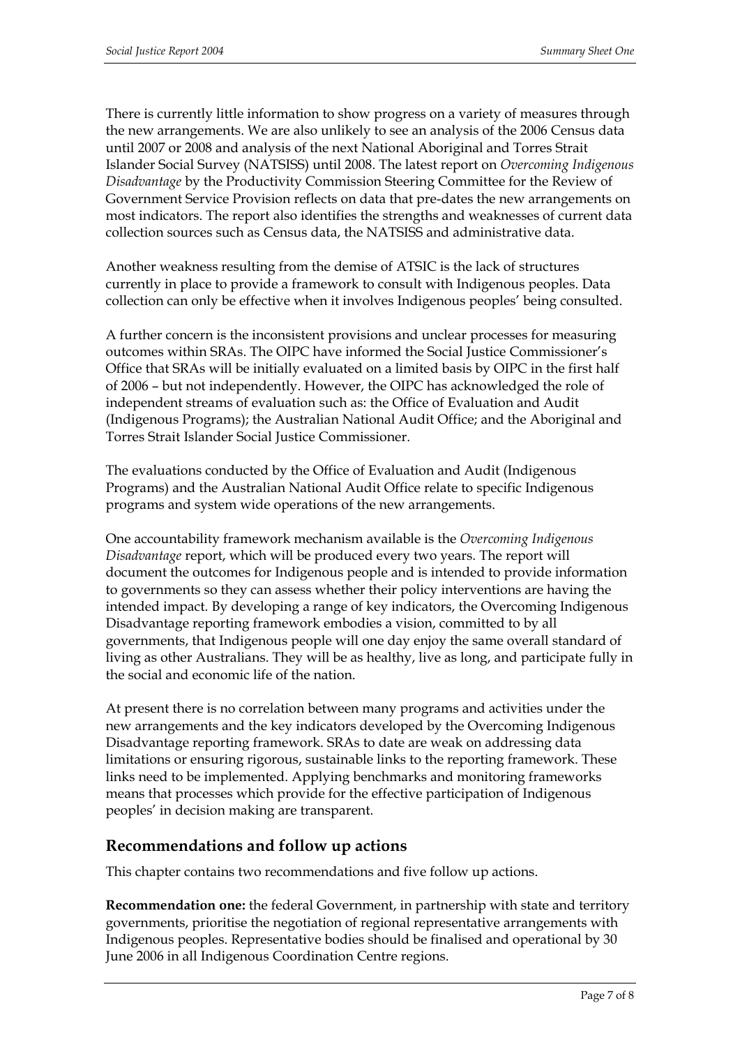There is currently little information to show progress on a variety of measures through the new arrangements. We are also unlikely to see an analysis of the 2006 Census data until 2007 or 2008 and analysis of the next National Aboriginal and Torres Strait Islander Social Survey (NATSISS) until 2008. The latest report on *Overcoming Indigenous Disadvantage* by the Productivity Commission Steering Committee for the Review of Government Service Provision reflects on data that pre-dates the new arrangements on most indicators. The report also identifies the strengths and weaknesses of current data collection sources such as Census data, the NATSISS and administrative data.

Another weakness resulting from the demise of ATSIC is the lack of structures currently in place to provide a framework to consult with Indigenous peoples. Data collection can only be effective when it involves Indigenous peoples' being consulted.

A further concern is the inconsistent provisions and unclear processes for measuring outcomes within SRAs. The OIPC have informed the Social Justice Commissioner's Office that SRAs will be initially evaluated on a limited basis by OIPC in the first half of 2006 – but not independently. However, the OIPC has acknowledged the role of independent streams of evaluation such as: the Office of Evaluation and Audit (Indigenous Programs); the Australian National Audit Office; and the Aboriginal and Torres Strait Islander Social Justice Commissioner.

The evaluations conducted by the Office of Evaluation and Audit (Indigenous Programs) and the Australian National Audit Office relate to specific Indigenous programs and system wide operations of the new arrangements.

One accountability framework mechanism available is the *Overcoming Indigenous Disadvantage* report, which will be produced every two years. The report will document the outcomes for Indigenous people and is intended to provide information to governments so they can assess whether their policy interventions are having the intended impact. By developing a range of key indicators, the Overcoming Indigenous Disadvantage reporting framework embodies a vision, committed to by all governments, that Indigenous people will one day enjoy the same overall standard of living as other Australians. They will be as healthy, live as long, and participate fully in the social and economic life of the nation.

At present there is no correlation between many programs and activities under the new arrangements and the key indicators developed by the Overcoming Indigenous Disadvantage reporting framework. SRAs to date are weak on addressing data limitations or ensuring rigorous, sustainable links to the reporting framework. These links need to be implemented. Applying benchmarks and monitoring frameworks means that processes which provide for the effective participation of Indigenous peoples' in decision making are transparent.

## Recommendations and follow up actions

This chapter contains two recommendations and five follow up actions.

**Recommendation one:** the federal Government, in partnership with state and territory governments, prioritise the negotiation of regional representative arrangements with Indigenous peoples. Representative bodies should be finalised and operational by 30 June 2006 in all Indigenous Coordination Centre regions.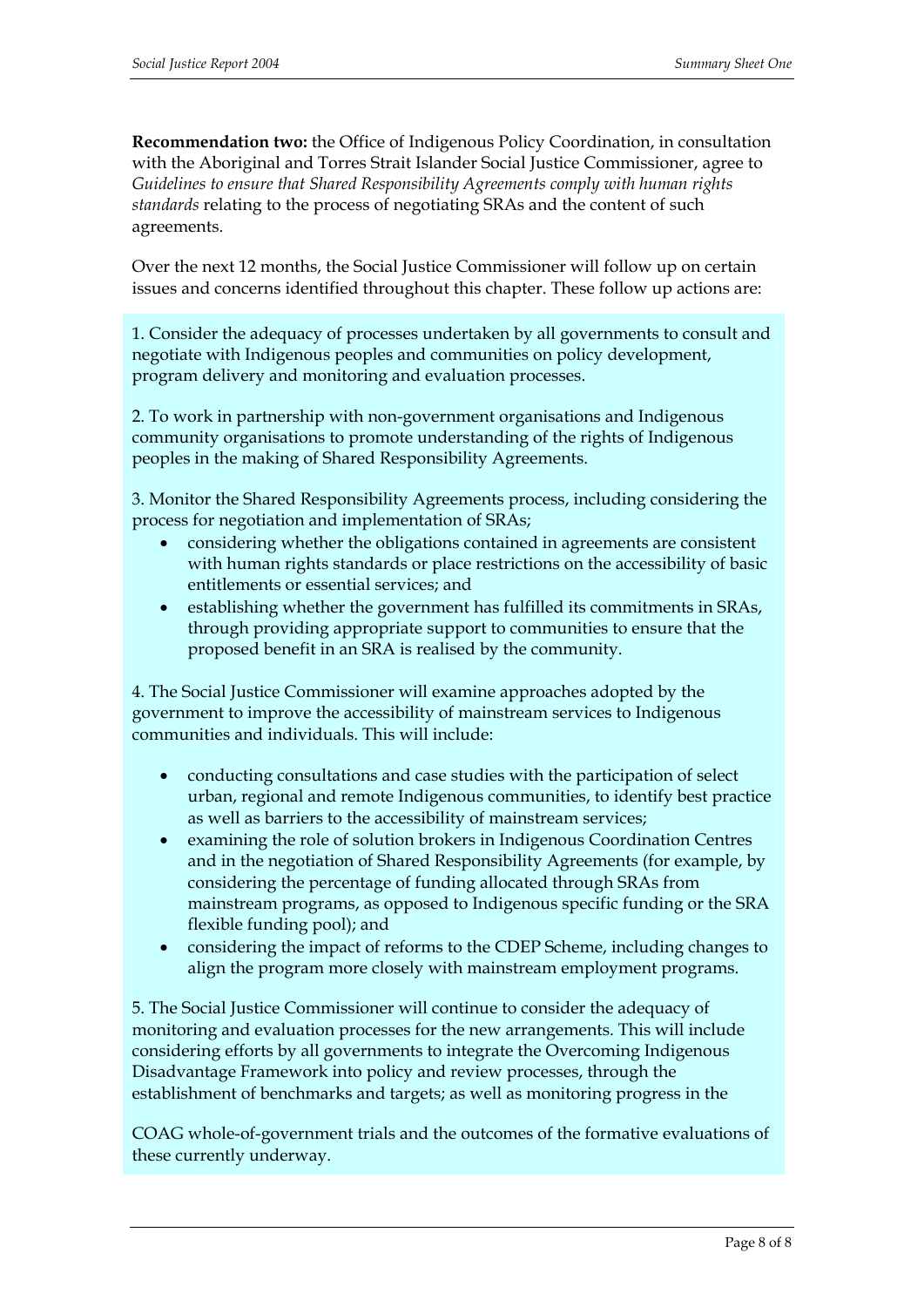**Recommendation two:** the Office of Indigenous Policy Coordination, in consultation with the Aboriginal and Torres Strait Islander Social Justice Commissioner, agree to *Guidelines to ensure that Shared Responsibility Agreements comply with human rights standards* relating to the process of negotiating SRAs and the content of such agreements.

Over the next 12 months, the Social Justice Commissioner will follow up on certain issues and concerns identified throughout this chapter. These follow up actions are:

1. Consider the adequacy of processes undertaken by all governments to consult and negotiate with Indigenous peoples and communities on policy development, program delivery and monitoring and evaluation processes.

2. To work in partnership with non-government organisations and Indigenous community organisations to promote understanding of the rights of Indigenous peoples in the making of Shared Responsibility Agreements.

3. Monitor the Shared Responsibility Agreements process, including considering the process for negotiation and implementation of SRAs;
   - considering whether the obligations contained in agreements are consistent with human rights standards or place restrictions on the accessibility of basic entitlements or essential services; and
   - establishing whether the government has fulfilled its commitments in SRAs, through providing appropriate support to communities to ensure that the proposed benefit in an SRA is realised by the community.

4. The Social Justice Commissioner will examine approaches adopted by the government to improve the accessibility of mainstream services to Indigenous communities and individuals. This will include:
   - conducting consultations and case studies with the participation of select urban, regional and remote Indigenous communities, to identify best practice as well as barriers to the accessibility of mainstream services;
   - examining the role of solution brokers in Indigenous Coordination Centres and in the negotiation of Shared Responsibility Agreements (for example, by considering the percentage of funding allocated through SRAs from mainstream programs, as opposed to Indigenous specific funding or the SRA flexible funding pool); and
   - considering the impact of reforms to the CDEP Scheme, including changes to align the program more closely with mainstream employment programs.

5. The Social Justice Commissioner will continue to consider the adequacy of monitoring and evaluation processes for the new arrangements. This will include considering efforts by all governments to integrate the Overcoming Indigenous Disadvantage Framework into policy and review processes, through the establishment of benchmarks and targets; as well as monitoring progress in the COAG whole-of-government trials and the outcomes of the formative evaluations of these currently underway.